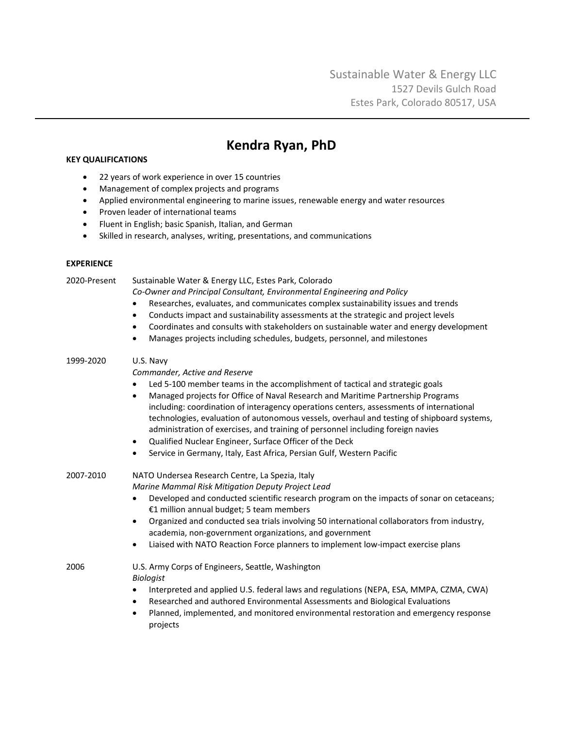Sustainable Water & Energy LLC
1527 Devils Gulch Road
Estes Park, Colorado 80517, USA

---

# Kendra Ryan, PhD

**KEY QUALIFICATIONS**

- 22 years of work experience in over 15 countries
- Management of complex projects and programs
- Applied environmental engineering to marine issues, renewable energy and water resources
- Proven leader of international teams
- Fluent in English; basic Spanish, Italian, and German
- Skilled in research, analyses, writing, presentations, and communications

**EXPERIENCE**

2020-Present — Sustainable Water & Energy LLC, Estes Park, Colorado
*Co-Owner and Principal Consultant, Environmental Engineering and Policy*

- Researches, evaluates, and communicates complex sustainability issues and trends
- Conducts impact and sustainability assessments at the strategic and project levels
- Coordinates and consults with stakeholders on sustainable water and energy development
- Manages projects including schedules, budgets, personnel, and milestones

1999-2020 — U.S. Navy
*Commander, Active and Reserve*

- Led 5-100 member teams in the accomplishment of tactical and strategic goals
- Managed projects for Office of Naval Research and Maritime Partnership Programs including: coordination of interagency operations centers, assessments of international technologies, evaluation of autonomous vessels, overhaul and testing of shipboard systems, administration of exercises, and training of personnel including foreign navies
- Qualified Nuclear Engineer, Surface Officer of the Deck
- Service in Germany, Italy, East Africa, Persian Gulf, Western Pacific

2007-2010 — NATO Undersea Research Centre, La Spezia, Italy
*Marine Mammal Risk Mitigation Deputy Project Lead*

- Developed and conducted scientific research program on the impacts of sonar on cetaceans; €1 million annual budget; 5 team members
- Organized and conducted sea trials involving 50 international collaborators from industry, academia, non-government organizations, and government
- Liaised with NATO Reaction Force planners to implement low-impact exercise plans

2006 — U.S. Army Corps of Engineers, Seattle, Washington
*Biologist*

- Interpreted and applied U.S. federal laws and regulations (NEPA, ESA, MMPA, CZMA, CWA)
- Researched and authored Environmental Assessments and Biological Evaluations
- Planned, implemented, and monitored environmental restoration and emergency response projects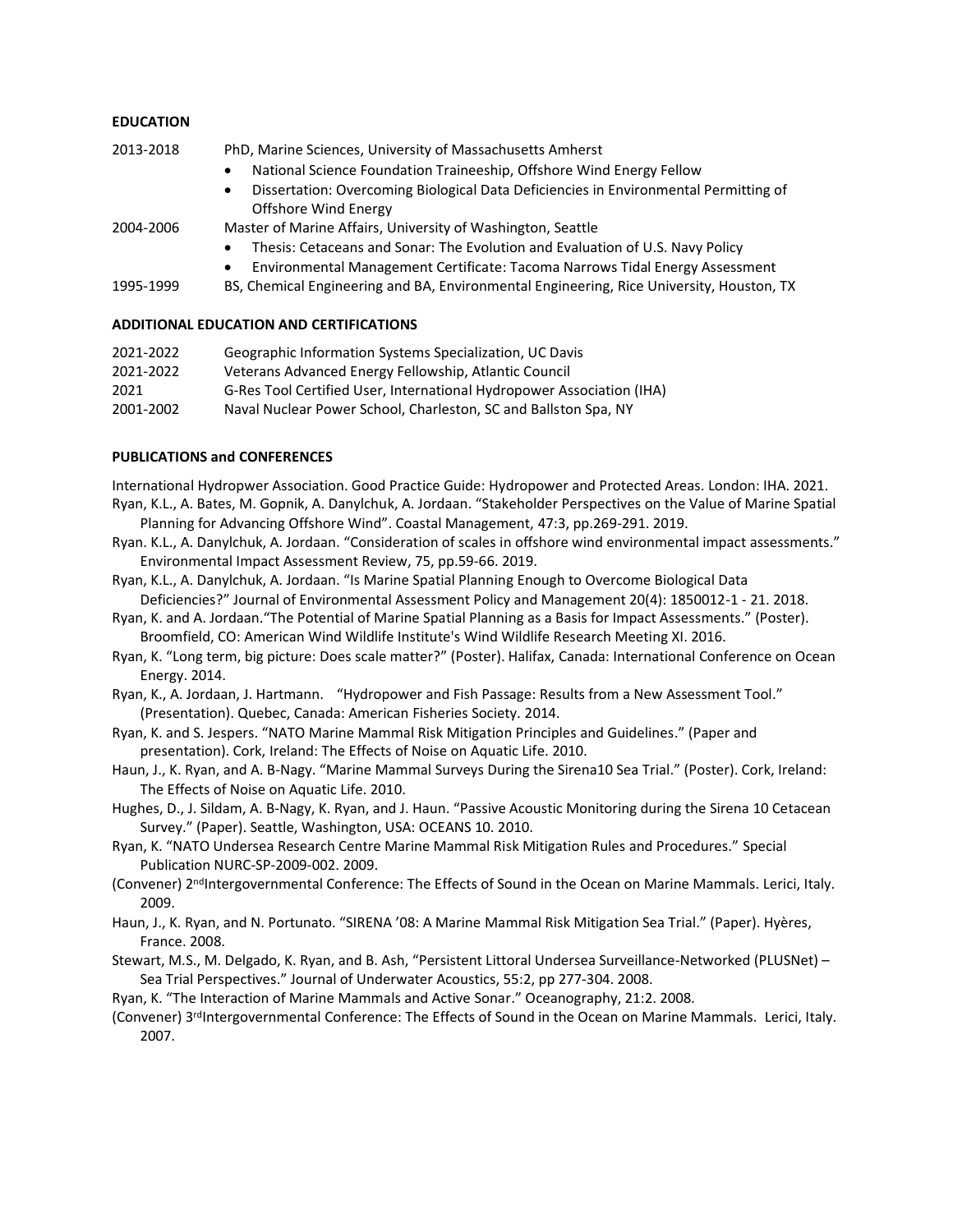## EDUCATION

| | |
|---|---|
| 2013-2018 | PhD, Marine Sciences, University of Massachusetts Amherst<br>• National Science Foundation Traineeship, Offshore Wind Energy Fellow<br>• Dissertation: Overcoming Biological Data Deficiencies in Environmental Permitting of Offshore Wind Energy |
| 2004-2006 | Master of Marine Affairs, University of Washington, Seattle<br>• Thesis: Cetaceans and Sonar: The Evolution and Evaluation of U.S. Navy Policy<br>• Environmental Management Certificate: Tacoma Narrows Tidal Energy Assessment |
| 1995-1999 | BS, Chemical Engineering and BA, Environmental Engineering, Rice University, Houston, TX |

## ADDITIONAL EDUCATION AND CERTIFICATIONS

| | |
|---|---|
| 2021-2022 | Geographic Information Systems Specialization, UC Davis |
| 2021-2022 | Veterans Advanced Energy Fellowship, Atlantic Council |
| 2021 | G-Res Tool Certified User, International Hydropower Association (IHA) |
| 2001-2002 | Naval Nuclear Power School, Charleston, SC and Ballston Spa, NY |

## PUBLICATIONS and CONFERENCES

International Hydropwer Association. Good Practice Guide: Hydropower and Protected Areas. London: IHA. 2021.

Ryan, K.L., A. Bates, M. Gopnik, A. Danylchuk, A. Jordaan. "Stakeholder Perspectives on the Value of Marine Spatial Planning for Advancing Offshore Wind". Coastal Management, 47:3, pp.269-291. 2019.

Ryan. K.L., A. Danylchuk, A. Jordaan. "Consideration of scales in offshore wind environmental impact assessments." Environmental Impact Assessment Review, 75, pp.59-66. 2019.

Ryan, K.L., A. Danylchuk, A. Jordaan. "Is Marine Spatial Planning Enough to Overcome Biological Data Deficiencies?" Journal of Environmental Assessment Policy and Management 20(4): 1850012-1 - 21. 2018.

Ryan, K. and A. Jordaan."The Potential of Marine Spatial Planning as a Basis for Impact Assessments." (Poster). Broomfield, CO: American Wind Wildlife Institute's Wind Wildlife Research Meeting XI. 2016.

Ryan, K. "Long term, big picture: Does scale matter?" (Poster). Halifax, Canada: International Conference on Ocean Energy. 2014.

Ryan, K., A. Jordaan, J. Hartmann. "Hydropower and Fish Passage: Results from a New Assessment Tool." (Presentation). Quebec, Canada: American Fisheries Society. 2014.

Ryan, K. and S. Jespers. "NATO Marine Mammal Risk Mitigation Principles and Guidelines." (Paper and presentation). Cork, Ireland: The Effects of Noise on Aquatic Life. 2010.

Haun, J., K. Ryan, and A. B-Nagy. "Marine Mammal Surveys During the Sirena10 Sea Trial." (Poster). Cork, Ireland: The Effects of Noise on Aquatic Life. 2010.

Hughes, D., J. Sildam, A. B-Nagy, K. Ryan, and J. Haun. "Passive Acoustic Monitoring during the Sirena 10 Cetacean Survey." (Paper). Seattle, Washington, USA: OCEANS 10. 2010.

Ryan, K. "NATO Undersea Research Centre Marine Mammal Risk Mitigation Rules and Procedures." Special Publication NURC-SP-2009-002. 2009.

(Convener) 2ndIntergovernmental Conference: The Effects of Sound in the Ocean on Marine Mammals. Lerici, Italy. 2009.

Haun, J., K. Ryan, and N. Portunato. "SIRENA '08: A Marine Mammal Risk Mitigation Sea Trial." (Paper). Hyères, France. 2008.

Stewart, M.S., M. Delgado, K. Ryan, and B. Ash, "Persistent Littoral Undersea Surveillance-Networked (PLUSNet) – Sea Trial Perspectives." Journal of Underwater Acoustics, 55:2, pp 277-304. 2008.

Ryan, K. "The Interaction of Marine Mammals and Active Sonar." Oceanography, 21:2. 2008.

(Convener) 3rdIntergovernmental Conference: The Effects of Sound in the Ocean on Marine Mammals. Lerici, Italy. 2007.